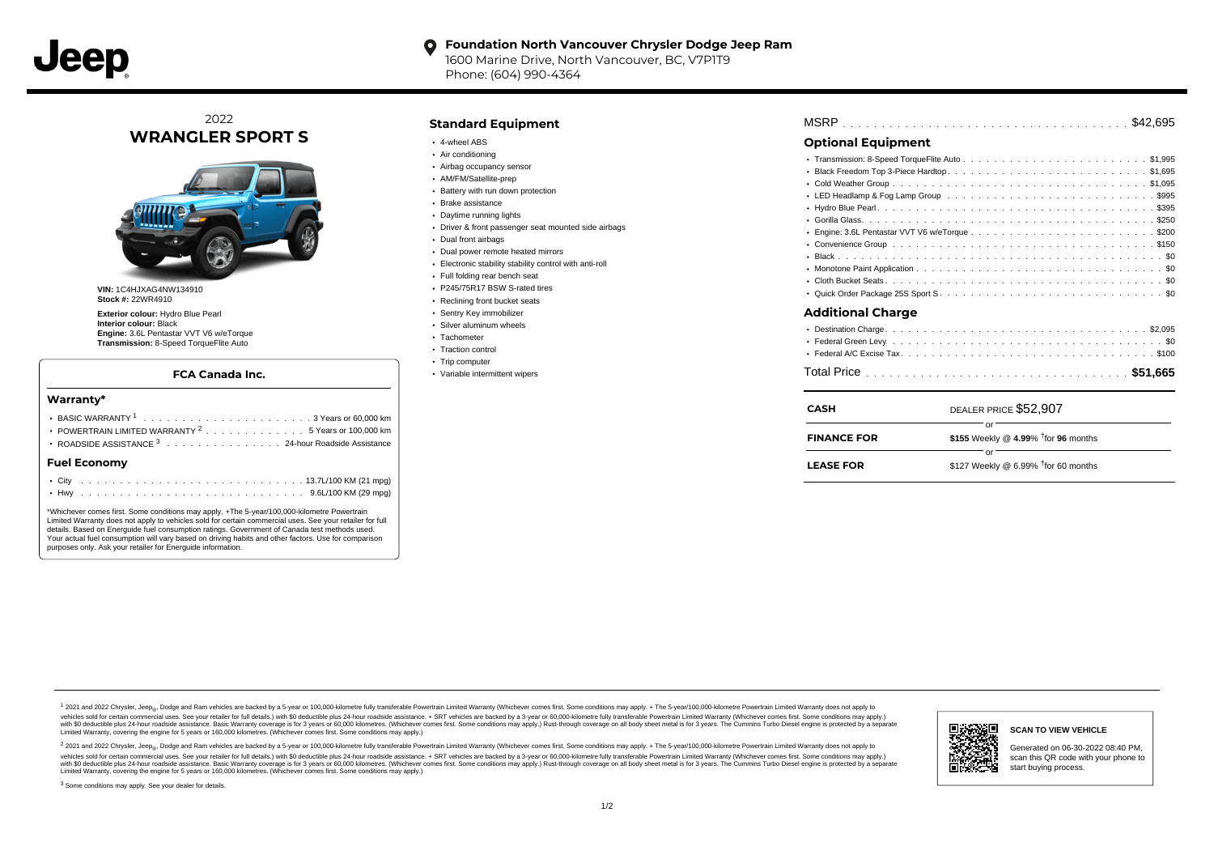**Foundation North Vancouver Chrysler Dodge Jeep Ram**
1600 Marine Drive, North Vancouver, BC, V7P1T9
Phone: (604) 990-4364

2022
# WRANGLER SPORT S

**VIN:** 1C4HJXAG4NW134910
**Stock #:** 22WR4910

**Exterior colour:** Hydro Blue Pearl
**Interior colour:** Black
**Engine:** 3.6L Pentastar VVT V6 w/eTorque
**Transmission:** 8-Speed TorqueFlite Auto

### FCA Canada Inc.

#### Warranty*

- BASIC WARRANTY [1] . . . . . . 3 Years or 60,000 km
- POWERTRAIN LIMITED WARRANTY [2] . . . . . . 5 Years or 100,000 km
- ROADSIDE ASSISTANCE [3] . . . . . . 24-hour Roadside Assistance

#### Fuel Economy

- City . . . . . . 13.7L/100 KM (21 mpg)
- Hwy . . . . . . 9.6L/100 KM (29 mpg)

*Whichever comes first. Some conditions may apply. +The 5-year/100,000-kilometre Powertrain Limited Warranty does not apply to vehicles sold for certain commercial uses. See your retailer for full details. Based on Energuide fuel consumption ratings. Government of Canada test methods used. Your actual fuel consumption will vary based on driving habits and other factors. Use for comparison purposes only. Ask your retailer for Energuide information.

## Standard Equipment

- 4-wheel ABS
- Air conditioning
- Airbag occupancy sensor
- AM/FM/Satellite-prep
- Battery with run down protection
- Brake assistance
- Daytime running lights
- Driver & front passenger seat mounted side airbags
- Dual front airbags
- Dual power remote heated mirrors
- Electronic stability stability control with anti-roll
- Full folding rear bench seat
- P245/75R17 BSW S-rated tires
- Reclining front bucket seats
- Sentry Key immobilizer
- Silver aluminum wheels
- Tachometer
- Traction control
- Trip computer
- Variable intermittent wipers

MSRP . . . . . . $42,695

## Optional Equipment

- Transmission: 8-Speed TorqueFlite Auto . . . . . . $1,995
- Black Freedom Top 3-Piece Hardtop . . . . . . $1,695
- Cold Weather Group . . . . . . $1,095
- LED Headlamp & Fog Lamp Group . . . . . . $995
- Hydro Blue Pearl . . . . . . $395
- Gorilla Glass . . . . . . $250
- Engine: 3.6L Pentastar VVT V6 w/eTorque . . . . . . $200
- Convenience Group . . . . . . $150
- Black . . . . . . $0
- Monotone Paint Application . . . . . . $0
- Cloth Bucket Seats . . . . . . $0
- Quick Order Package 25S Sport S . . . . . . $0

## Additional Charge

- Destination Charge . . . . . . $2,095
- Federal Green Levy . . . . . . $0
- Federal A/C Excise Tax . . . . . . $100

Total Price . . . . . . **$51,665**

| | |
|---|---|
| **CASH** | DEALER PRICE $52,907 |
| | or |
| **FINANCE FOR** | **$155** Weekly @ **4.99**% †for **96** months |
| | or |
| **LEASE FOR** | $127 Weekly @ 6.99% †for 60 months |

[1] 2021 and 2022 Chrysler, Jeep®, Dodge and Ram vehicles are backed by a 5-year or 100,000-kilometre fully transferable Powertrain Limited Warranty (Whichever comes first. Some conditions may apply. + The 5-year/100,000-kilometre Powertrain Limited Warranty does not apply to vehicles sold for certain commercial uses. See your retailer for full details.) with $0 deductible plus 24-hour roadside assistance. + SRT vehicles are backed by a 3-year or 60,000-kilometre fully transferable Powertrain Limited Warranty (Whichever comes first. Some conditions may apply.) with $0 deductible plus 24-hour roadside assistance. Basic Warranty coverage is for 3 years or 60,000 kilometres. (Whichever comes first. Some conditions may apply.) Rust-through coverage on all body sheet metal is for 3 years. The Cummins Turbo Diesel engine is protected by a separate Limited Warranty, covering the engine for 5 years or 160,000 kilometres. (Whichever comes first. Some conditions may apply.)

[2] 2021 and 2022 Chrysler, Jeep®, Dodge and Ram vehicles are backed by a 5-year or 100,000-kilometre fully transferable Powertrain Limited Warranty (Whichever comes first. Some conditions may apply. + The 5-year/100,000-kilometre Powertrain Limited Warranty does not apply to vehicles sold for certain commercial uses. See your retailer for full details.) with $0 deductible plus 24-hour roadside assistance. + SRT vehicles are backed by a 3-year or 60,000-kilometre fully transferable Powertrain Limited Warranty (Whichever comes first. Some conditions may apply.) with $0 deductible plus 24-hour roadside assistance. Basic Warranty coverage is for 3 years or 60,000 kilometres. (Whichever comes first. Some conditions may apply.) Rust-through coverage on all body sheet metal is for 3 years. The Cummins Turbo Diesel engine is protected by a separate Limited Warranty, covering the engine for 5 years or 160,000 kilometres. (Whichever comes first. Some conditions may apply.)

[3] Some conditions may apply. See your dealer for details.

**SCAN TO VIEW VEHICLE**

Generated on 06-30-2022 08:40 PM, scan this QR code with your phone to start buying process.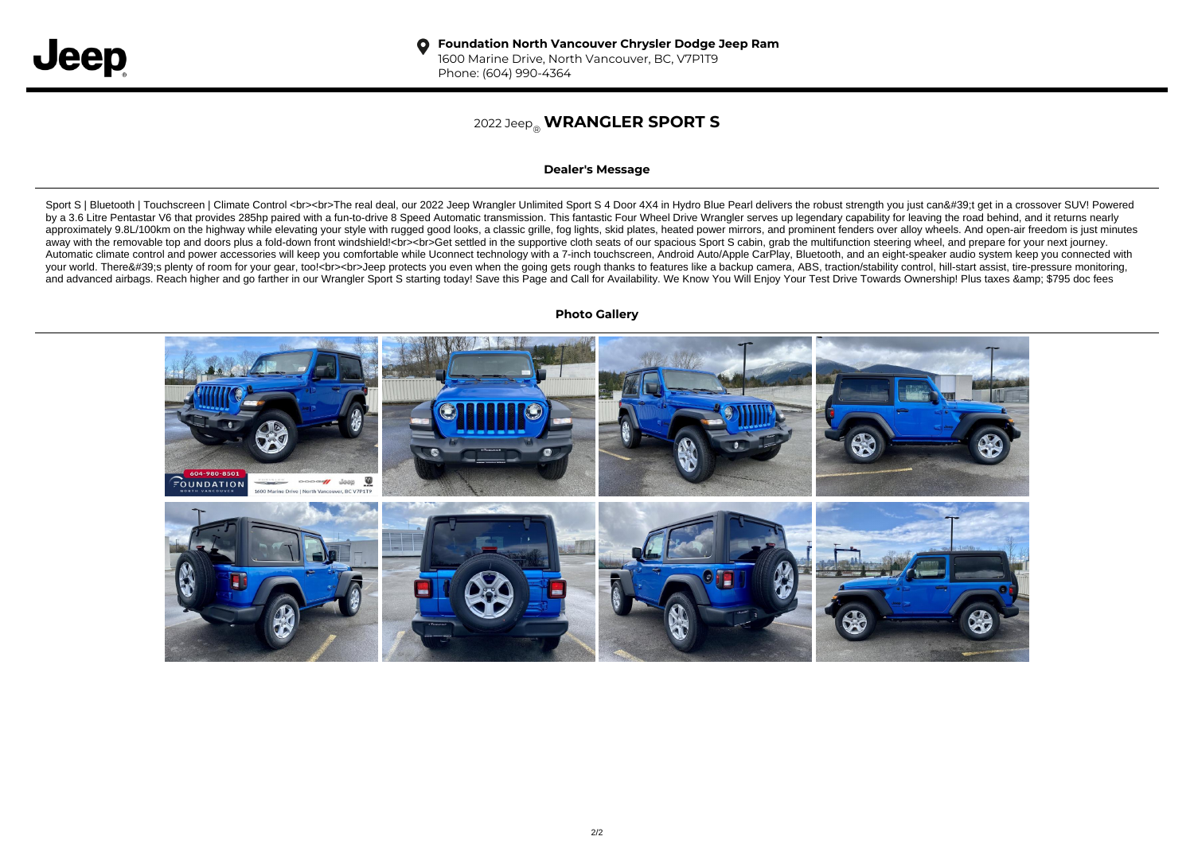**Jeep**

**Foundation North Vancouver Chrysler Dodge Jeep Ram**
1600 Marine Drive, North Vancouver, BC, V7P1T9
Phone: (604) 990-4364

# 2022 Jeep® WRANGLER SPORT S

## Dealer's Message

Sport S | Bluetooth | Touchscreen | Climate Control <br><br>The real deal, our 2022 Jeep Wrangler Unlimited Sport S 4 Door 4X4 in Hydro Blue Pearl delivers the robust strength you just can&#39;t get in a crossover SUV! Powered by a 3.6 Litre Pentastar V6 that provides 285hp paired with a fun-to-drive 8 Speed Automatic transmission. This fantastic Four Wheel Drive Wrangler serves up legendary capability for leaving the road behind, and it returns nearly approximately 9.8L/100km on the highway while elevating your style with rugged good looks, a classic grille, fog lights, skid plates, heated power mirrors, and prominent fenders over alloy wheels. And open-air freedom is just minutes away with the removable top and doors plus a fold-down front windshield!<br><br>Get settled in the supportive cloth seats of our spacious Sport S cabin, grab the multifunction steering wheel, and prepare for your next journey. Automatic climate control and power accessories will keep you comfortable while Uconnect technology with a 7-inch touchscreen, Android Auto/Apple CarPlay, Bluetooth, and an eight-speaker audio system keep you connected with your world. There&#39;s plenty of room for your gear, too!<br><br>Jeep protects you even when the going gets rough thanks to features like a backup camera, ABS, traction/stability control, hill-start assist, tire-pressure monitoring, and advanced airbags. Reach higher and go farther in our Wrangler Sport S starting today! Save this Page and Call for Availability. We Know You Will Enjoy Your Test Drive Towards Ownership! Plus taxes &amp; $795 doc fees

## Photo Gallery